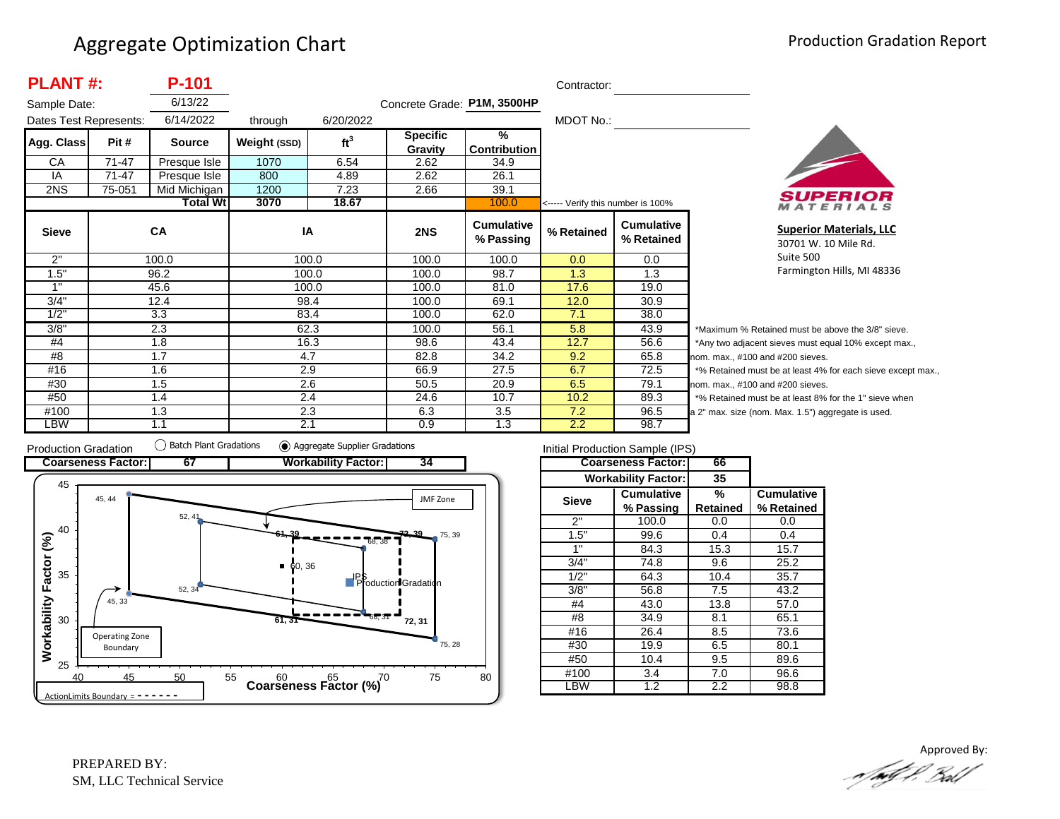# Aggregate Optimization Chart

Production Gradation Report

**PLANT #:** **P-101**

Sample Date: 6/13/22

Dates Test Represents: 6/14/2022 through 6/20/2022

Concrete Grade: **P1M, 3500HP**

Contractor: ______________________

MDOT No.: ______________________

| Agg. Class | Pit # | Source | Weight (SSD) | $ft^3$ | Specific Gravity | % Contribution |
|---|---|---|---|---|---|---|
| CA | 71-47 | Presque Isle | 1070 | 6.54 | 2.62 | 34.9 |
| IA | 71-47 | Presque Isle | 800 | 4.89 | 2.62 | 26.1 |
| 2NS | 75-051 | Mid Michigan | 1200 | 7.23 | 2.66 | 39.1 |
| | | Total Wt | 3070 | 18.67 | | 100.0 |

<----- Verify this number is 100%

| Sieve | CA | IA | 2NS | Cumulative % Passing | % Retained | Cumulative % Retained |
|---|---|---|---|---|---|---|
| 2" | 100.0 | 100.0 | 100.0 | 100.0 | 0.0 | 0.0 |
| 1.5" | 96.2 | 100.0 | 100.0 | 98.7 | 1.3 | 1.3 |
| 1" | 45.6 | 100.0 | 100.0 | 81.0 | 17.6 | 19.0 |
| 3/4" | 12.4 | 98.4 | 100.0 | 69.1 | 12.0 | 30.9 |
| 1/2" | 3.3 | 83.4 | 100.0 | 62.0 | 7.1 | 38.0 |
| 3/8" | 2.3 | 62.3 | 100.0 | 56.1 | 5.8 | 43.9 |
| #4 | 1.8 | 16.3 | 98.6 | 43.4 | 12.7 | 56.6 |
| #8 | 1.7 | 4.7 | 82.8 | 34.2 | 9.2 | 65.8 |
| #16 | 1.6 | 2.9 | 66.9 | 27.5 | 6.7 | 72.5 |
| #30 | 1.5 | 2.6 | 50.5 | 20.9 | 6.5 | 79.1 |
| #50 | 1.4 | 2.4 | 24.6 | 10.7 | 10.2 | 89.3 |
| #100 | 1.3 | 2.3 | 6.3 | 3.5 | 7.2 | 96.5 |
| LBW | 1.1 | 2.1 | 0.9 | 1.3 | 2.2 | 98.7 |

*Maximum % Retained must be above the 3/8" sieve.
*Any two adjacent sieves must equal 10% except max., nom. max., #100 and #200 sieves.
*% Retained must be at least 4% for each sieve except max., nom. max., #100 and #200 sieves.
*% Retained must be at least 8% for the 1" sieve when a 2" max. size (nom. Max. 1.5") aggregate is used.

**Superior Materials, LLC**
30701 W. 10 Mile Rd.
Suite 500
Farmington Hills, MI 48336

Production Gradation ○ Batch Plant Gradations ◉ Aggregate Supplier Gradations

| Coarseness Factor: | 67 | Workability Factor: | 34 |
|---|---|---|---|

Chart: Workability Factor (%) vs. Coarseness Factor (%) — points: 45, 44; 52, 41; 61, 39; 68, 38; 72, 39; 75, 39; 60, 36; 52, 34; 45, 33; 61, 31; 68, 31; 72, 31; 75, 28; IPS; Production Gradation. Labels: JMF Zone; Operating Zone Boundary; ActionLimits Boundary = - - - - - -

Initial Production Sample (IPS)

| Sieve | Cumulative % Passing | % Retained | Cumulative % Retained |
|---|---|---|---|
| Coarseness Factor: | | 66 | |
| Workability Factor: | | 35 | |
| 2" | 100.0 | 0.0 | 0.0 |
| 1.5" | 99.6 | 0.4 | 0.4 |
| 1" | 84.3 | 15.3 | 15.7 |
| 3/4" | 74.8 | 9.6 | 25.2 |
| 1/2" | 64.3 | 10.4 | 35.7 |
| 3/8" | 56.8 | 7.5 | 43.2 |
| #4 | 43.0 | 13.8 | 57.0 |
| #8 | 34.9 | 8.1 | 65.1 |
| #16 | 26.4 | 8.5 | 73.6 |
| #30 | 19.9 | 6.5 | 80.1 |
| #50 | 10.4 | 9.5 | 89.6 |
| #100 | 3.4 | 7.0 | 96.6 |
| LBW | 1.2 | 2.2 | 98.8 |

PREPARED BY:
SM, LLC Technical Service

Approved By: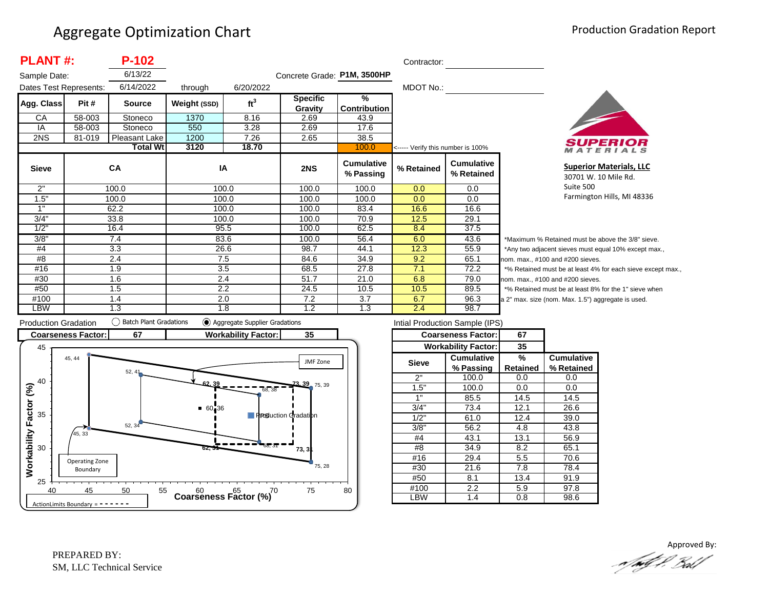# Aggregate Optimization Chart

Production Gradation Report

**PLANT #:** **P-102**

Sample Date: 6/13/22

Dates Test Represents: 6/14/2022 through 6/20/2022

Concrete Grade: **P1M, 3500HP**

Contractor:

MDOT No.:

| Agg. Class | Pit # | Source | Weight (SSD) | ft³ | Specific Gravity | % Contribution |
|---|---|---|---|---|---|---|
| CA | 58-003 | Stoneco | 1370 | 8.16 | 2.69 | 43.9 |
| IA | 58-003 | Stoneco | 550 | 3.28 | 2.69 | 17.6 |
| 2NS | 81-019 | Pleasant Lake | 1200 | 7.26 | 2.65 | 38.5 |
| | | **Total Wt** | **3120** | **18.70** | | 100.0 |

<----- Verify this number is 100%

| Sieve | CA | IA | 2NS | Cumulative % Passing | % Retained | Cumulative % Retained |
|---|---|---|---|---|---|---|
| 2" | 100.0 | 100.0 | 100.0 | 100.0 | 0.0 | 0.0 |
| 1.5" | 100.0 | 100.0 | 100.0 | 100.0 | 0.0 | 0.0 |
| 1" | 62.2 | 100.0 | 100.0 | 83.4 | 16.6 | 16.6 |
| 3/4" | 33.8 | 100.0 | 100.0 | 70.9 | 12.5 | 29.1 |
| 1/2" | 16.4 | 95.5 | 100.0 | 62.5 | 8.4 | 37.5 |
| 3/8" | 7.4 | 83.6 | 100.0 | 56.4 | 6.0 | 43.6 |
| #4 | 3.3 | 26.6 | 98.7 | 44.1 | 12.3 | 55.9 |
| #8 | 2.4 | 7.5 | 84.6 | 34.9 | 9.2 | 65.1 |
| #16 | 1.9 | 3.5 | 68.5 | 27.8 | 7.1 | 72.2 |
| #30 | 1.6 | 2.4 | 51.7 | 21.0 | 6.8 | 79.0 |
| #50 | 1.5 | 2.2 | 24.5 | 10.5 | 10.5 | 89.5 |
| #100 | 1.4 | 2.0 | 7.2 | 3.7 | 6.7 | 96.3 |
| LBW | 1.3 | 1.8 | 1.2 | 1.3 | 2.4 | 98.7 |

*Maximum % Retained must be above the 3/8" sieve.
*Any two adjacent sieves must equal 10% except max., nom. max., #100 and #200 sieves.
*% Retained must be at least 4% for each sieve except max., nom. max., #100 and #200 sieves.
*% Retained must be at least 8% for the 1" sieve when a 2" max. size (nom. Max. 1.5") aggregate is used.

**Superior Materials, LLC**
30701 W. 10 Mile Rd.
Suite 500
Farmington Hills, MI 48336

Production Gradation ◯ Batch Plant Gradations ◉ Aggregate Supplier Gradations

| Coarseness Factor: | 67 | Workability Factor: | 35 |
|---|---|---|---|

Intial Production Sample (IPS)

| Coarseness Factor: | 67 | |
|---|---|---|
| Workability Factor: | 35 | |

| Sieve | Cumulative % Passing | % Retained | Cumulative % Retained |
|---|---|---|---|
| 2" | 100.0 | 0.0 | 0.0 |
| 1.5" | 100.0 | 0.0 | 0.0 |
| 1" | 85.5 | 14.5 | 14.5 |
| 3/4" | 73.4 | 12.1 | 26.6 |
| 1/2" | 61.0 | 12.4 | 39.0 |
| 3/8" | 56.2 | 4.8 | 43.8 |
| #4 | 43.1 | 13.1 | 56.9 |
| #8 | 34.9 | 8.2 | 65.1 |
| #16 | 29.4 | 5.5 | 70.6 |
| #30 | 21.6 | 7.8 | 78.4 |
| #50 | 8.1 | 13.4 | 91.9 |
| #100 | 2.2 | 5.9 | 97.8 |
| LBW | 1.4 | 0.8 | 98.6 |

PREPARED BY:
SM, LLC Technical Service

Approved By: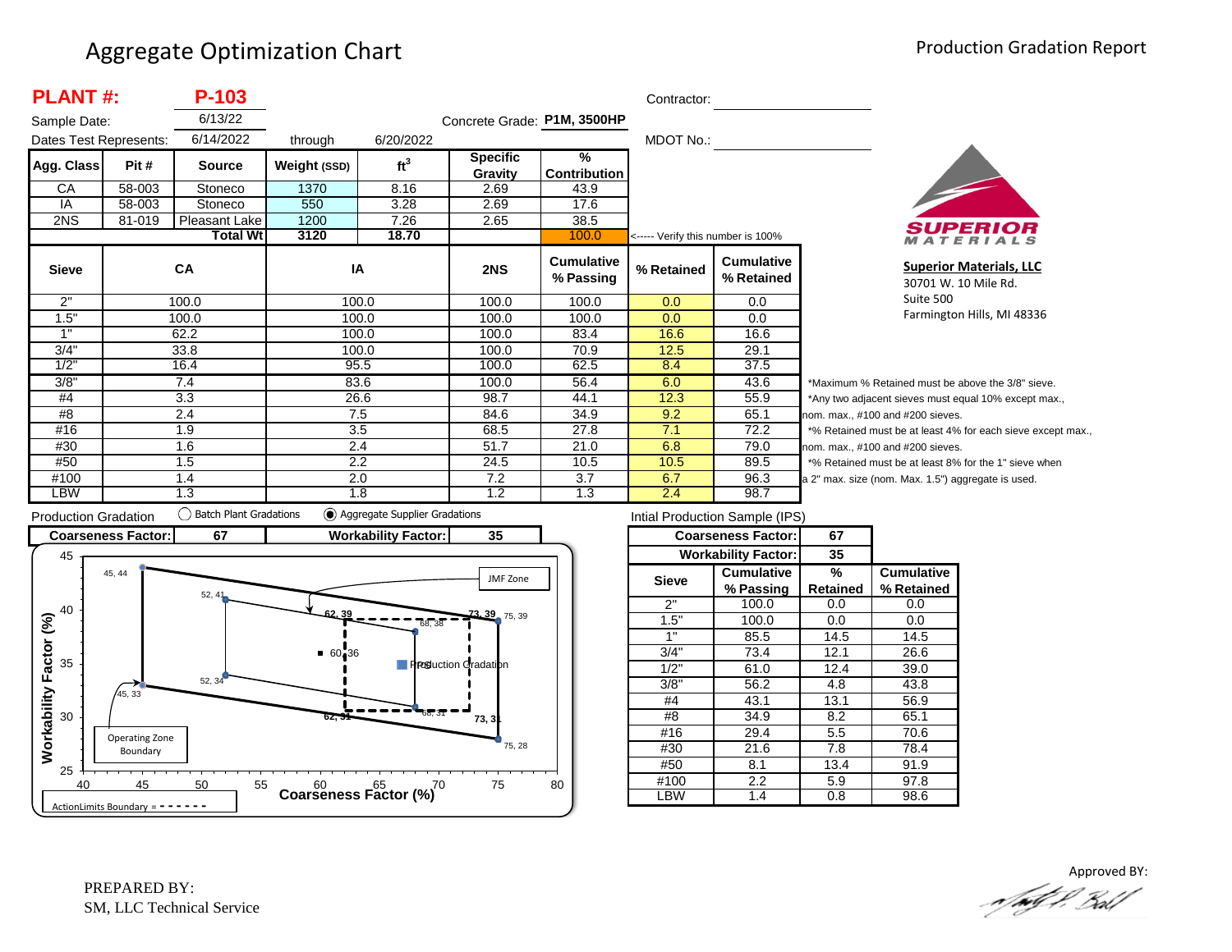# Aggregate Optimization Chart

Production Gradation Report

**PLANT #:** **P-103**

Sample Date: 6/13/22

Dates Test Represents: 6/14/2022 through 6/20/2022

Concrete Grade: **P1M, 3500HP**

Contractor:

MDOT No.:

| Agg. Class | Pit # | Source | Weight (SSD) | ft$^3$ | Specific Gravity | % Contribution |
|---|---|---|---|---|---|---|
| CA | 58-003 | Stoneco | 1370 | 8.16 | 2.69 | 43.9 |
| IA | 58-003 | Stoneco | 550 | 3.28 | 2.69 | 17.6 |
| 2NS | 81-019 | Pleasant Lake | 1200 | 7.26 | 2.65 | 38.5 |
| | | **Total Wt** | **3120** | **18.70** | | 100.0 |

<----- Verify this number is 100%

**SUPERIOR MATERIALS**

**Superior Materials, LLC**
30701 W. 10 Mile Rd.
Suite 500
Farmington Hills, MI 48336

| Sieve | CA | IA | 2NS | Cumulative % Passing | % Retained | Cumulative % Retained |
|---|---|---|---|---|---|---|
| 2" | 100.0 | 100.0 | 100.0 | 100.0 | 0.0 | 0.0 |
| 1.5" | 100.0 | 100.0 | 100.0 | 100.0 | 0.0 | 0.0 |
| 1" | 62.2 | 100.0 | 100.0 | 83.4 | 16.6 | 16.6 |
| 3/4" | 33.8 | 100.0 | 100.0 | 70.9 | 12.5 | 29.1 |
| 1/2" | 16.4 | 95.5 | 100.0 | 62.5 | 8.4 | 37.5 |
| 3/8" | 7.4 | 83.6 | 100.0 | 56.4 | 6.0 | 43.6 |
| #4 | 3.3 | 26.6 | 98.7 | 44.1 | 12.3 | 55.9 |
| #8 | 2.4 | 7.5 | 84.6 | 34.9 | 9.2 | 65.1 |
| #16 | 1.9 | 3.5 | 68.5 | 27.8 | 7.1 | 72.2 |
| #30 | 1.6 | 2.4 | 51.7 | 21.0 | 6.8 | 79.0 |
| #50 | 1.5 | 2.2 | 24.5 | 10.5 | 10.5 | 89.5 |
| #100 | 1.4 | 2.0 | 7.2 | 3.7 | 6.7 | 96.3 |
| LBW | 1.3 | 1.8 | 1.2 | 1.3 | 2.4 | 98.7 |

*Maximum % Retained must be above the 3/8" sieve.
*Any two adjacent sieves must equal 10% except max., nom. max., #100 and #200 sieves.
*% Retained must be at least 4% for each sieve except max., nom. max., #100 and #200 sieves.
*% Retained must be at least 8% for the 1" sieve when a 2" max. size (nom. Max. 1.5") aggregate is used.

Production Gradation ◯ Batch Plant Gradations ◉ Aggregate Supplier Gradations

| Coarseness Factor: | 67 | Workability Factor: | 35 |
|---|---|---|---|

Intial Production Sample (IPS)

| Coarseness Factor: | 67 |
|---|---|
| Workability Factor: | 35 |

| Sieve | Cumulative % Passing | % Retained | Cumulative % Retained |
|---|---|---|---|
| 2" | 100.0 | 0.0 | 0.0 |
| 1.5" | 100.0 | 0.0 | 0.0 |
| 1" | 85.5 | 14.5 | 14.5 |
| 3/4" | 73.4 | 12.1 | 26.6 |
| 1/2" | 61.0 | 12.4 | 39.0 |
| 3/8" | 56.2 | 4.8 | 43.8 |
| #4 | 43.1 | 13.1 | 56.9 |
| #8 | 34.9 | 8.2 | 65.1 |
| #16 | 29.4 | 5.5 | 70.6 |
| #30 | 21.6 | 7.8 | 78.4 |
| #50 | 8.1 | 13.4 | 91.9 |
| #100 | 2.2 | 5.9 | 97.8 |
| LBW | 1.4 | 0.8 | 98.6 |

PREPARED BY:
SM, LLC Technical Service

Approved BY: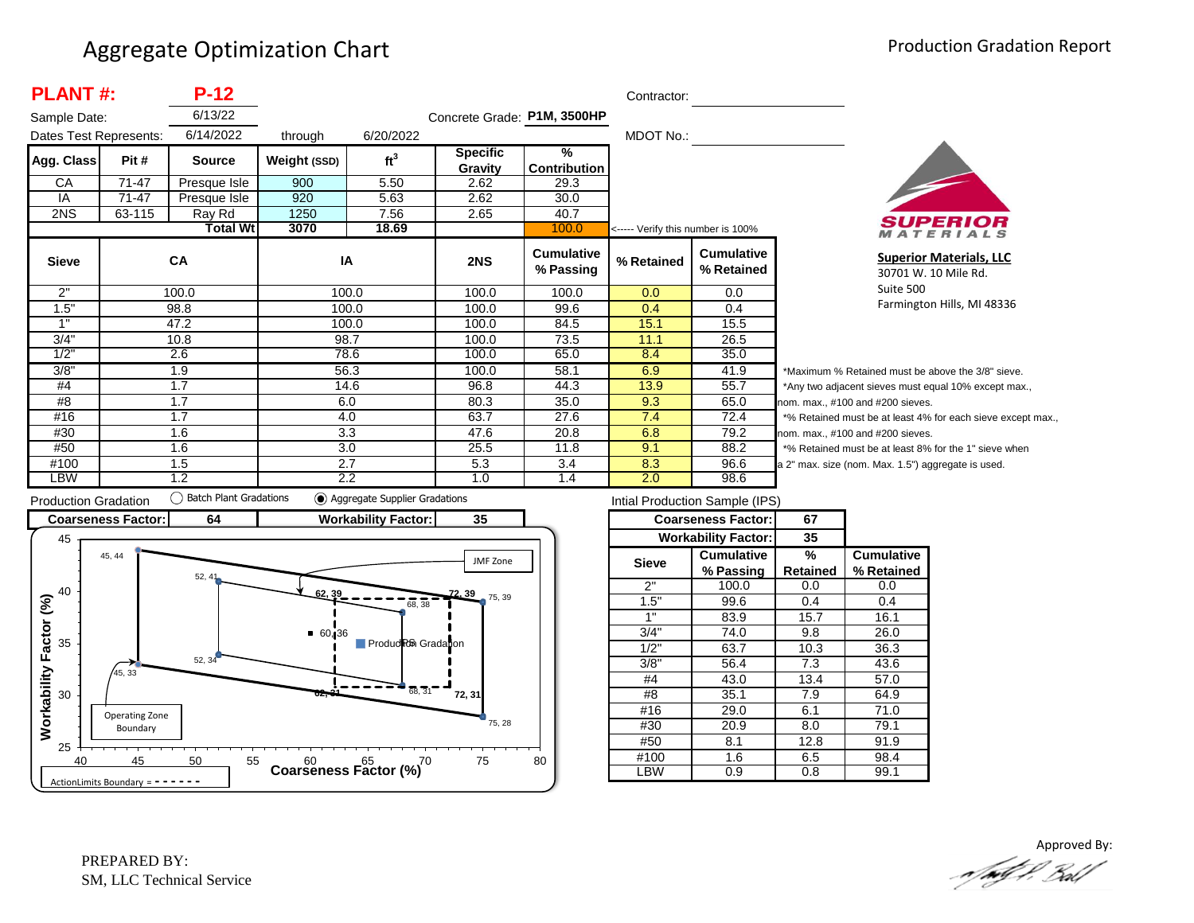# Aggregate Optimization Chart

Production Gradation Report

**PLANT #:** **P-12**

Sample Date: 6/13/22

Dates Test Represents: 6/14/2022 through 6/20/2022

Concrete Grade: **P1M, 3500HP**

Contractor:

MDOT No.:

| Agg. Class | Pit # | Source | Weight (SSD) | ft³ | Specific Gravity | % Contribution |
|---|---|---|---|---|---|---|
| CA | 71-47 | Presque Isle | 900 | 5.50 | 2.62 | 29.3 |
| IA | 71-47 | Presque Isle | 920 | 5.63 | 2.62 | 30.0 |
| 2NS | 63-115 | Ray Rd | 1250 | 7.56 | 2.65 | 40.7 |
| | | **Total Wt** | **3070** | **18.69** | | 100.0 |

<----- Verify this number is 100%

| Sieve | CA | IA | 2NS | Cumulative % Passing | % Retained | Cumulative % Retained |
|---|---|---|---|---|---|---|
| 2" | 100.0 | 100.0 | 100.0 | 100.0 | 0.0 | 0.0 |
| 1.5" | 98.8 | 100.0 | 100.0 | 99.6 | 0.4 | 0.4 |
| 1" | 47.2 | 100.0 | 100.0 | 84.5 | 15.1 | 15.5 |
| 3/4" | 10.8 | 98.7 | 100.0 | 73.5 | 11.1 | 26.5 |
| 1/2" | 2.6 | 78.6 | 100.0 | 65.0 | 8.4 | 35.0 |
| 3/8" | 1.9 | 56.3 | 100.0 | 58.1 | 6.9 | 41.9 |
| #4 | 1.7 | 14.6 | 96.8 | 44.3 | 13.9 | 55.7 |
| #8 | 1.7 | 6.0 | 80.3 | 35.0 | 9.3 | 65.0 |
| #16 | 1.7 | 4.0 | 63.7 | 27.6 | 7.4 | 72.4 |
| #30 | 1.6 | 3.3 | 47.6 | 20.8 | 6.8 | 79.2 |
| #50 | 1.6 | 3.0 | 25.5 | 11.8 | 9.1 | 88.2 |
| #100 | 1.5 | 2.7 | 5.3 | 3.4 | 8.3 | 96.6 |
| LBW | 1.2 | 2.2 | 1.0 | 1.4 | 2.0 | 98.6 |

*Maximum % Retained must be above the 3/8" sieve.
*Any two adjacent sieves must equal 10% except max., nom. max., #100 and #200 sieves.
*% Retained must be at least 4% for each sieve except max., nom. max., #100 and #200 sieves.
*% Retained must be at least 8% for the 1" sieve when a 2" max. size (nom. Max. 1.5") aggregate is used.

**Superior Materials, LLC**
30701 W. 10 Mile Rd.
Suite 500
Farmington Hills, MI 48336

Production Gradation ◯ Batch Plant Gradations ◉ Aggregate Supplier Gradations

| Coarseness Factor: | 64 | Workability Factor: | 35 |
|---|---|---|---|

Intial Production Sample (IPS)

| Coarseness Factor: | 67 |
|---|---|
| Workability Factor: | 35 |

| Sieve | Cumulative % Passing | % Retained | Cumulative % Retained |
|---|---|---|---|
| 2" | 100.0 | 0.0 | 0.0 |
| 1.5" | 99.6 | 0.4 | 0.4 |
| 1" | 83.9 | 15.7 | 16.1 |
| 3/4" | 74.0 | 9.8 | 26.0 |
| 1/2" | 63.7 | 10.3 | 36.3 |
| 3/8" | 56.4 | 7.3 | 43.6 |
| #4 | 43.0 | 13.4 | 57.0 |
| #8 | 35.1 | 7.9 | 64.9 |
| #16 | 29.0 | 6.1 | 71.0 |
| #30 | 20.9 | 8.0 | 79.1 |
| #50 | 8.1 | 12.8 | 91.9 |
| #100 | 1.6 | 6.5 | 98.4 |
| LBW | 0.9 | 0.8 | 99.1 |

Workability Factor (%) vs. Coarseness Factor (%) chart — points: 45, 44; 52, 41; 62, 39; 72, 39; 75, 39; 68, 38; 60, 36; 52, 34; 45, 33; 62, 31; 68, 31; 72, 31; 75, 28. Labels: JMF Zone, Production Gradation, Operating Zone Boundary, ActionLimits Boundary = - - - - - - -

PREPARED BY:
SM, LLC Technical Service

Approved By: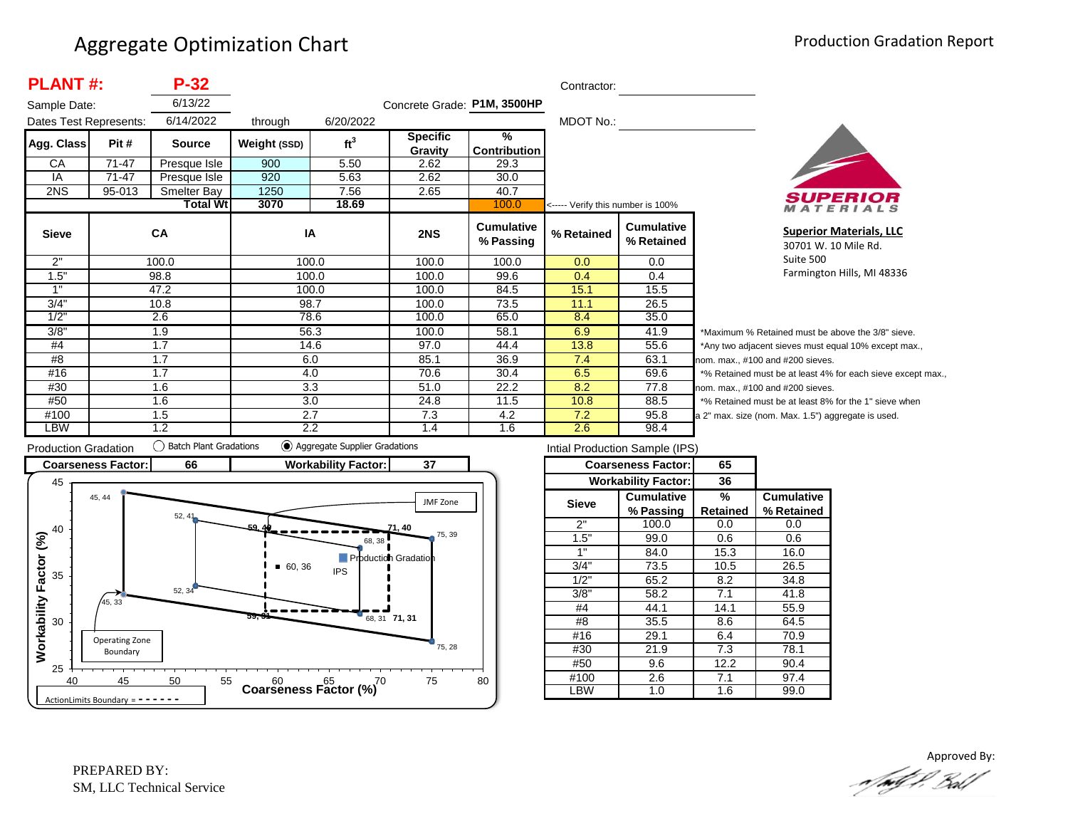# Aggregate Optimization Chart

Production Gradation Report

**PLANT #: P-32**

Sample Date: 6/13/22

Dates Test Represents: 6/14/2022 through 6/20/2022

Concrete Grade: **P1M, 3500HP**

Contractor: ____________________

MDOT No.: ____________________

| Agg. Class | Pit # | Source | Weight (SSD) | $ft^3$ | Specific Gravity | % Contribution |
|---|---|---|---|---|---|---|
| CA | 71-47 | Presque Isle | 900 | 5.50 | 2.62 | 29.3 |
| IA | 71-47 | Presque Isle | 920 | 5.63 | 2.62 | 30.0 |
| 2NS | 95-013 | Smelter Bay | 1250 | 7.56 | 2.65 | 40.7 |
| | | **Total Wt** | **3070** | **18.69** | | 100.0 |

<----- Verify this number is 100%

| Sieve | CA | IA | 2NS | Cumulative % Passing | % Retained | Cumulative % Retained |
|---|---|---|---|---|---|---|
| 2" | 100.0 | 100.0 | 100.0 | 100.0 | 0.0 | 0.0 |
| 1.5" | 98.8 | 100.0 | 100.0 | 99.6 | 0.4 | 0.4 |
| 1" | 47.2 | 100.0 | 100.0 | 84.5 | 15.1 | 15.5 |
| 3/4" | 10.8 | 98.7 | 100.0 | 73.5 | 11.1 | 26.5 |
| 1/2" | 2.6 | 78.6 | 100.0 | 65.0 | 8.4 | 35.0 |
| 3/8" | 1.9 | 56.3 | 100.0 | 58.1 | 6.9 | 41.9 |
| #4 | 1.7 | 14.6 | 97.0 | 44.4 | 13.8 | 55.6 |
| #8 | 1.7 | 6.0 | 85.1 | 36.9 | 7.4 | 63.1 |
| #16 | 1.7 | 4.0 | 70.6 | 30.4 | 6.5 | 69.6 |
| #30 | 1.6 | 3.3 | 51.0 | 22.2 | 8.2 | 77.8 |
| #50 | 1.6 | 3.0 | 24.8 | 11.5 | 10.8 | 88.5 |
| #100 | 1.5 | 2.7 | 7.3 | 4.2 | 7.2 | 95.8 |
| LBW | 1.2 | 2.2 | 1.4 | 1.6 | 2.6 | 98.4 |

*Maximum % Retained must be above the 3/8" sieve.
*Any two adjacent sieves must equal 10% except max., nom. max., #100 and #200 sieves.
*% Retained must be at least 4% for each sieve except max., nom. max., #100 and #200 sieves.
*% Retained must be at least 8% for the 1" sieve when a 2" max. size (nom. Max. 1.5") aggregate is used.

**Superior Materials, LLC**
30701 W. 10 Mile Rd.
Suite 500
Farmington Hills, MI 48336

Production Gradation ◯ Batch Plant Gradations ◉ Aggregate Supplier Gradations

| Coarseness Factor: | 66 | Workability Factor: | 37 |
|---|---|---|---|

Intial Production Sample (IPS)

| Coarseness Factor: | 65 |
|---|---|
| Workability Factor: | 36 |

| Sieve | Cumulative % Passing | % Retained | Cumulative % Retained |
|---|---|---|---|
| 2" | 100.0 | 0.0 | 0.0 |
| 1.5" | 99.0 | 0.6 | 0.6 |
| 1" | 84.0 | 15.3 | 16.0 |
| 3/4" | 73.5 | 10.5 | 26.5 |
| 1/2" | 65.2 | 8.2 | 34.8 |
| 3/8" | 58.2 | 7.1 | 41.8 |
| #4 | 44.1 | 14.1 | 55.9 |
| #8 | 35.5 | 8.6 | 64.5 |
| #16 | 29.1 | 6.4 | 70.9 |
| #30 | 21.9 | 7.3 | 78.1 |
| #50 | 9.6 | 12.2 | 90.4 |
| #100 | 2.6 | 7.1 | 97.4 |
| LBW | 1.0 | 1.6 | 99.0 |

Chart: Workability Factor (%) vs. Coarseness Factor (%). Points: 45, 44; 52, 41; 59, 40; 71, 40; 75, 39; 68, 38; 60, 36; 52, 34; 45, 33; 59, 31; 68, 31; 71, 31; 75, 28. Labels: JMF Zone, Production Gradation, IPS, Operating Zone Boundary, ActionLimits Boundary = - - - - - -

PREPARED BY:
SM, LLC Technical Service

Approved By: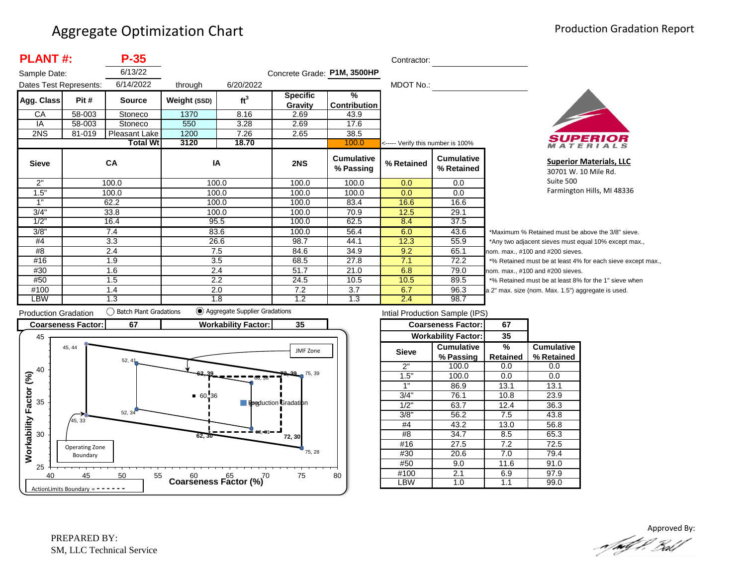# Aggregate Optimization Chart

Production Gradation Report

**PLANT #: P-35**

Sample Date: 6/13/22

Dates Test Represents: 6/14/2022 through 6/20/2022

Concrete Grade: **P1M, 3500HP**

Contractor:

MDOT No.:

| Agg. Class | Pit # | Source | Weight (SSD) | ft³ | Specific Gravity | % Contribution |
|---|---|---|---|---|---|---|
| CA | 58-003 | Stoneco | 1370 | 8.16 | 2.69 | 43.9 |
| IA | 58-003 | Stoneco | 550 | 3.28 | 2.69 | 17.6 |
| 2NS | 81-019 | Pleasant Lake | 1200 | 7.26 | 2.65 | 38.5 |
| | | Total Wt | 3120 | 18.70 | | 100.0 |

<----- Verify this number is 100%

| Sieve | CA | IA | 2NS | Cumulative % Passing | % Retained | Cumulative % Retained |
|---|---|---|---|---|---|---|
| 2" | 100.0 | 100.0 | 100.0 | 100.0 | 0.0 | 0.0 |
| 1.5" | 100.0 | 100.0 | 100.0 | 100.0 | 0.0 | 0.0 |
| 1" | 62.2 | 100.0 | 100.0 | 83.4 | 16.6 | 16.6 |
| 3/4" | 33.8 | 100.0 | 100.0 | 70.9 | 12.5 | 29.1 |
| 1/2" | 16.4 | 95.5 | 100.0 | 62.5 | 8.4 | 37.5 |
| 3/8" | 7.4 | 83.6 | 100.0 | 56.4 | 6.0 | 43.6 |
| #4 | 3.3 | 26.6 | 98.7 | 44.1 | 12.3 | 55.9 |
| #8 | 2.4 | 7.5 | 84.6 | 34.9 | 9.2 | 65.1 |
| #16 | 1.9 | 3.5 | 68.5 | 27.8 | 7.1 | 72.2 |
| #30 | 1.6 | 2.4 | 51.7 | 21.0 | 6.8 | 79.0 |
| #50 | 1.5 | 2.2 | 24.5 | 10.5 | 10.5 | 89.5 |
| #100 | 1.4 | 2.0 | 7.2 | 3.7 | 6.7 | 96.3 |
| LBW | 1.3 | 1.8 | 1.2 | 1.3 | 2.4 | 98.7 |

*Maximum % Retained must be above the 3/8" sieve.
*Any two adjacent sieves must equal 10% except max., nom. max., #100 and #200 sieves.
*% Retained must be at least 4% for each sieve except max., nom. max., #100 and #200 sieves.
*% Retained must be at least 8% for the 1" sieve when a 2" max. size (nom. Max. 1.5") aggregate is used.

**Superior Materials, LLC**
30701 W. 10 Mile Rd.
Suite 500
Farmington Hills, MI 48336

Production Gradation — ◯ Batch Plant Gradations ◉ Aggregate Supplier Gradations

| Coarseness Factor: | 67 | Workability Factor: | 35 |
|---|---|---|---|

Intial Production Sample (IPS)

| Coarseness Factor: | 67 |
|---|---|
| Workability Factor: | 35 |

| Sieve | Cumulative % Passing | % Retained | Cumulative % Retained |
|---|---|---|---|
| 2" | 100.0 | 0.0 | 0.0 |
| 1.5" | 100.0 | 0.0 | 0.0 |
| 1" | 86.9 | 13.1 | 13.1 |
| 3/4" | 76.1 | 10.8 | 23.9 |
| 1/2" | 63.7 | 12.4 | 36.3 |
| 3/8" | 56.2 | 7.5 | 43.8 |
| #4 | 43.2 | 13.0 | 56.8 |
| #8 | 34.7 | 8.5 | 65.3 |
| #16 | 27.5 | 7.2 | 72.5 |
| #30 | 20.6 | 7.0 | 79.4 |
| #50 | 9.0 | 11.6 | 91.0 |
| #100 | 2.1 | 6.9 | 97.9 |
| LBW | 1.0 | 1.1 | 99.0 |

PREPARED BY:
SM, LLC Technical Service

Approved By: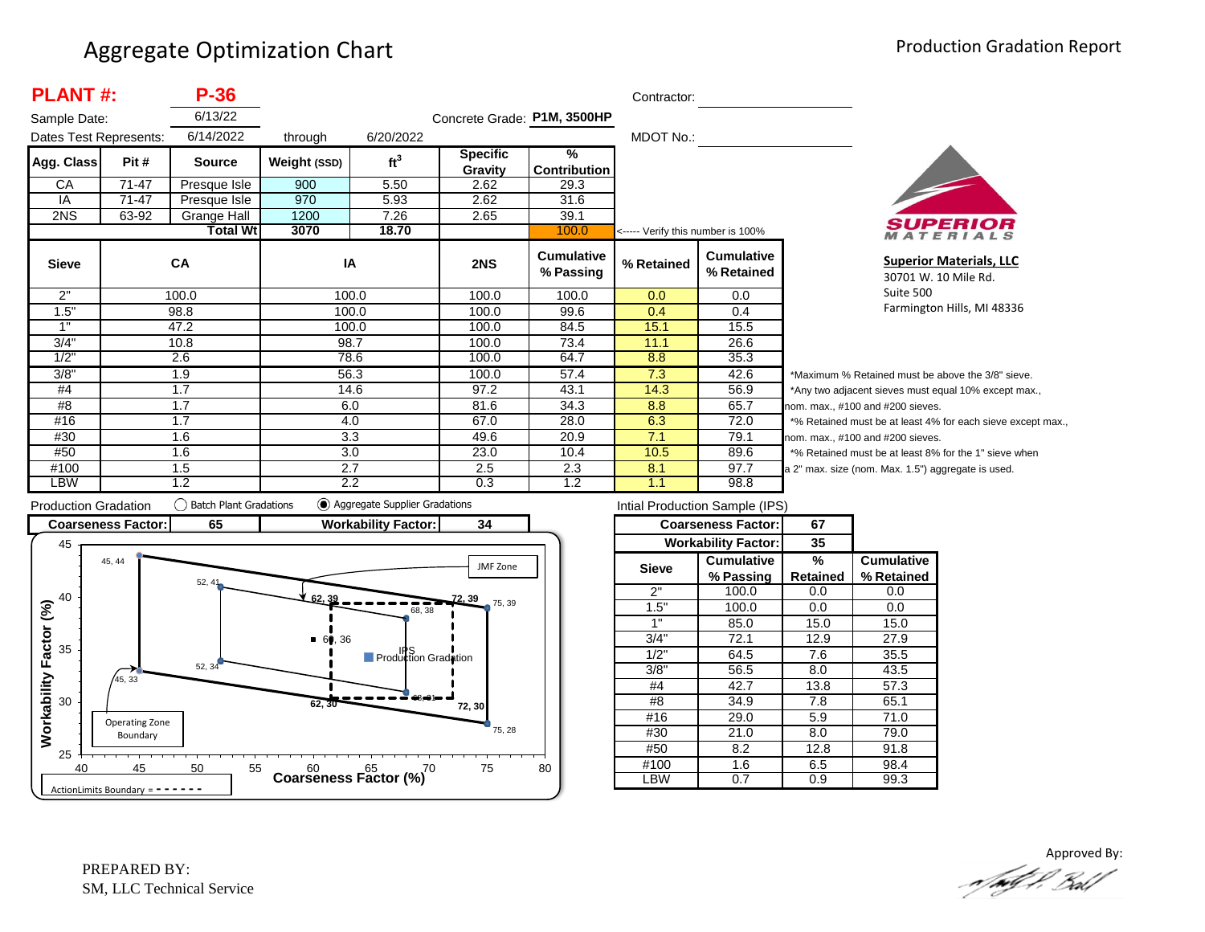# Aggregate Optimization Chart

Production Gradation Report

**PLANT #: P-36**

Sample Date: 6/13/22

Dates Test Represents: 6/14/2022 through 6/20/2022

Concrete Grade: **P1M, 3500HP**

Contractor:

MDOT No.:

| Agg. Class | Pit # | Source | Weight (SSD) | $ft^3$ | Specific Gravity | % Contribution |
|---|---|---|---|---|---|---|
| CA | 71-47 | Presque Isle | 900 | 5.50 | 2.62 | 29.3 |
| IA | 71-47 | Presque Isle | 970 | 5.93 | 2.62 | 31.6 |
| 2NS | 63-92 | Grange Hall | 1200 | 7.26 | 2.65 | 39.1 |
| | | **Total Wt** | **3070** | **18.70** | | 100.0 |

<----- Verify this number is 100%

| Sieve | CA | IA | 2NS | Cumulative % Passing | % Retained | Cumulative % Retained |
|---|---|---|---|---|---|---|
| 2" | 100.0 | 100.0 | 100.0 | 100.0 | 0.0 | 0.0 |
| 1.5" | 98.8 | 100.0 | 100.0 | 99.6 | 0.4 | 0.4 |
| 1" | 47.2 | 100.0 | 100.0 | 84.5 | 15.1 | 15.5 |
| 3/4" | 10.8 | 98.7 | 100.0 | 73.4 | 11.1 | 26.6 |
| 1/2" | 2.6 | 78.6 | 100.0 | 64.7 | 8.8 | 35.3 |
| 3/8" | 1.9 | 56.3 | 100.0 | 57.4 | 7.3 | 42.6 |
| #4 | 1.7 | 14.6 | 97.2 | 43.1 | 14.3 | 56.9 |
| #8 | 1.7 | 6.0 | 81.6 | 34.3 | 8.8 | 65.7 |
| #16 | 1.7 | 4.0 | 67.0 | 28.0 | 6.3 | 72.0 |
| #30 | 1.6 | 3.3 | 49.6 | 20.9 | 7.1 | 79.1 |
| #50 | 1.6 | 3.0 | 23.0 | 10.4 | 10.5 | 89.6 |
| #100 | 1.5 | 2.7 | 2.5 | 2.3 | 8.1 | 97.7 |
| LBW | 1.2 | 2.2 | 0.3 | 1.2 | 1.1 | 98.8 |

*Maximum % Retained must be above the 3/8" sieve.
*Any two adjacent sieves must equal 10% except max., nom. max., #100 and #200 sieves.
*% Retained must be at least 4% for each sieve except max., nom. max., #100 and #200 sieves.
*% Retained must be at least 8% for the 1" sieve when a 2" max. size (nom. Max. 1.5") aggregate is used.

**Superior Materials, LLC**
30701 W. 10 Mile Rd.
Suite 500
Farmington Hills, MI 48336

Production Gradation ◯ Batch Plant Gradations ◉ Aggregate Supplier Gradations

| Coarseness Factor: | 65 | Workability Factor: | 34 |
|---|---|---|---|

Chart: Workability Factor (%) vs. Coarseness Factor (%). Operating Zone Boundary points: 45, 44; 52, 41; 75, 39; 75, 28; 52, 34; 45, 33. JMF Zone / Action Limits Boundary points: 62, 39; 72, 39; 72, 30; 62, 30; 68, 38; 68, 31. IPS: 67, 35. Production Gradation: 65, 34. Point: 60, 36.

ActionLimits Boundary = - - - - - -

Intial Production Sample (IPS)

| Coarseness Factor: | 67 |
|---|---|
| Workability Factor: | 35 |

| Sieve | Cumulative % Passing | % Retained | Cumulative % Retained |
|---|---|---|---|
| 2" | 100.0 | 0.0 | 0.0 |
| 1.5" | 100.0 | 0.0 | 0.0 |
| 1" | 85.0 | 15.0 | 15.0 |
| 3/4" | 72.1 | 12.9 | 27.9 |
| 1/2" | 64.5 | 7.6 | 35.5 |
| 3/8" | 56.5 | 8.0 | 43.5 |
| #4 | 42.7 | 13.8 | 57.3 |
| #8 | 34.9 | 7.8 | 65.1 |
| #16 | 29.0 | 5.9 | 71.0 |
| #30 | 21.0 | 8.0 | 79.0 |
| #50 | 8.2 | 12.8 | 91.8 |
| #100 | 1.6 | 6.5 | 98.4 |
| LBW | 0.7 | 0.9 | 99.3 |

PREPARED BY:
SM, LLC Technical Service

Approved By: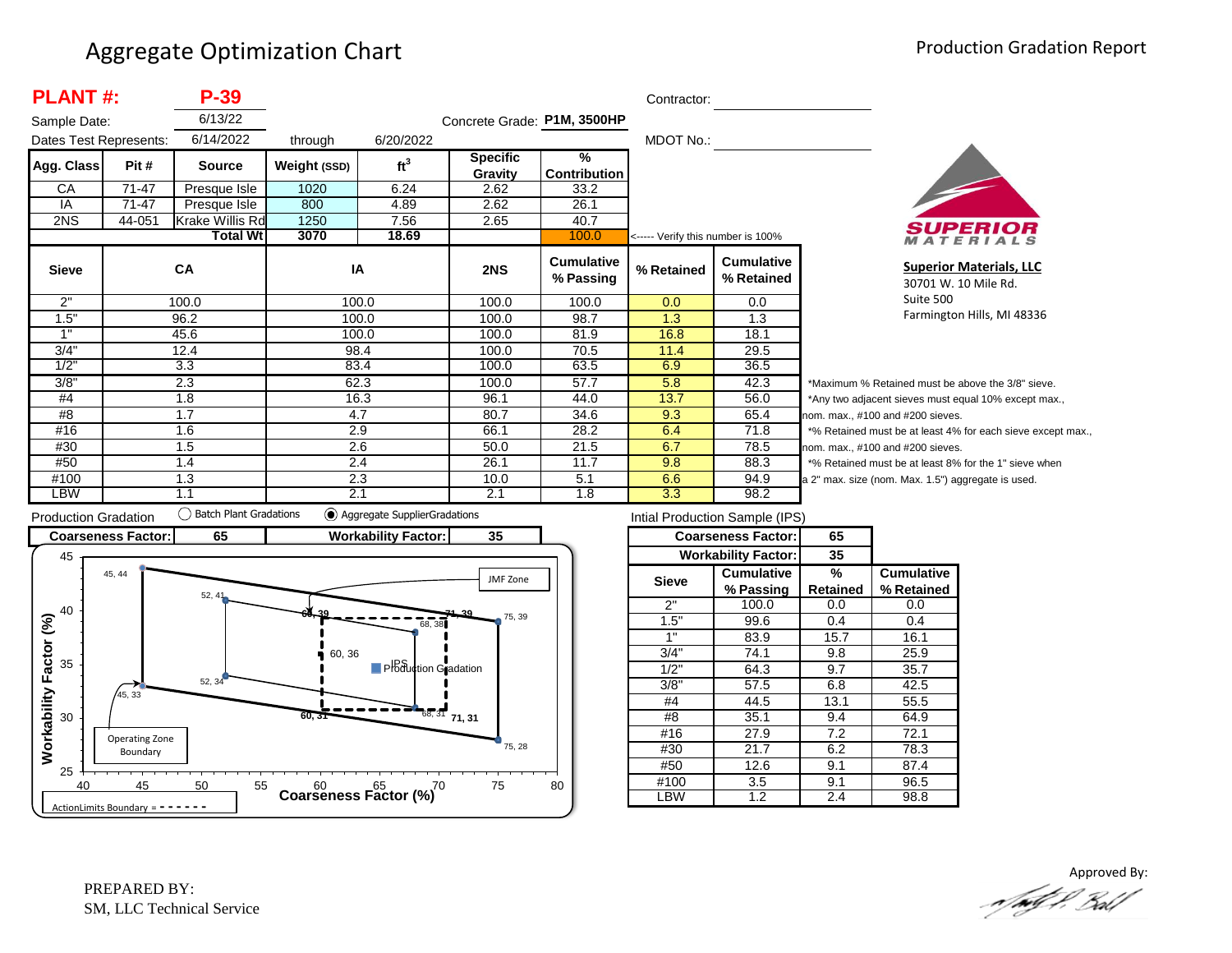# Aggregate Optimization Chart

Production Gradation Report

**PLANT #: P-39**

Sample Date: 6/13/22

Dates Test Represents: 6/14/2022 through 6/20/2022

Concrete Grade: **P1M, 3500HP**

Contractor:

MDOT No.:

| Agg. Class | Pit # | Source | Weight (SSD) | $ft^3$ | Specific Gravity | % Contribution |
|---|---|---|---|---|---|---|
| CA | 71-47 | Presque Isle | 1020 | 6.24 | 2.62 | 33.2 |
| IA | 71-47 | Presque Isle | 800 | 4.89 | 2.62 | 26.1 |
| 2NS | 44-051 | Krake Willis Rd | 1250 | 7.56 | 2.65 | 40.7 |
| | | **Total Wt** | 3070 | 18.69 | | 100.0 |

<----- Verify this number is 100%

| Sieve | CA | IA | 2NS | Cumulative % Passing | % Retained | Cumulative % Retained |
|---|---|---|---|---|---|---|
| 2" | 100.0 | 100.0 | 100.0 | 100.0 | 0.0 | 0.0 |
| 1.5" | 96.2 | 100.0 | 100.0 | 98.7 | 1.3 | 1.3 |
| 1" | 45.6 | 100.0 | 100.0 | 81.9 | 16.8 | 18.1 |
| 3/4" | 12.4 | 98.4 | 100.0 | 70.5 | 11.4 | 29.5 |
| 1/2" | 3.3 | 83.4 | 100.0 | 63.5 | 6.9 | 36.5 |
| 3/8" | 2.3 | 62.3 | 100.0 | 57.7 | 5.8 | 42.3 |
| #4 | 1.8 | 16.3 | 96.1 | 44.0 | 13.7 | 56.0 |
| #8 | 1.7 | 4.7 | 80.7 | 34.6 | 9.3 | 65.4 |
| #16 | 1.6 | 2.9 | 66.1 | 28.2 | 6.4 | 71.8 |
| #30 | 1.5 | 2.6 | 50.0 | 21.5 | 6.7 | 78.5 |
| #50 | 1.4 | 2.4 | 26.1 | 11.7 | 9.8 | 88.3 |
| #100 | 1.3 | 2.3 | 10.0 | 5.1 | 6.6 | 94.9 |
| LBW | 1.1 | 2.1 | 2.1 | 1.8 | 3.3 | 98.2 |

*Maximum % Retained must be above the 3/8" sieve.

*Any two adjacent sieves must equal 10% except max., nom. max., #100 and #200 sieves.

*% Retained must be at least 4% for each sieve except max., nom. max., #100 and #200 sieves.

*% Retained must be at least 8% for the 1" sieve when a 2" max. size (nom. Max. 1.5") aggregate is used.

**Superior Materials, LLC**
30701 W. 10 Mile Rd.
Suite 500
Farmington Hills, MI 48336

Production Gradation ○ Batch Plant Gradations ◉ Aggregate SupplierGradations

| Coarseness Factor: | 65 | Workability Factor: | 35 |
|---|---|---|---|

Intial Production Sample (IPS)

| Coarseness Factor: | 65 |
|---|---|
| Workability Factor: | 35 |

| Sieve | Cumulative % Passing | % Retained | Cumulative % Retained |
|---|---|---|---|
| 2" | 100.0 | 0.0 | 0.0 |
| 1.5" | 99.6 | 0.4 | 0.4 |
| 1" | 83.9 | 15.7 | 16.1 |
| 3/4" | 74.1 | 9.8 | 25.9 |
| 1/2" | 64.3 | 9.7 | 35.7 |
| 3/8" | 57.5 | 6.8 | 42.5 |
| #4 | 44.5 | 13.1 | 55.5 |
| #8 | 35.1 | 9.4 | 64.9 |
| #16 | 27.9 | 7.2 | 72.1 |
| #30 | 21.7 | 6.2 | 78.3 |
| #50 | 12.6 | 9.1 | 87.4 |
| #100 | 3.5 | 9.1 | 96.5 |
| LBW | 1.2 | 2.4 | 98.8 |

PREPARED BY:
SM, LLC Technical Service

Approved By: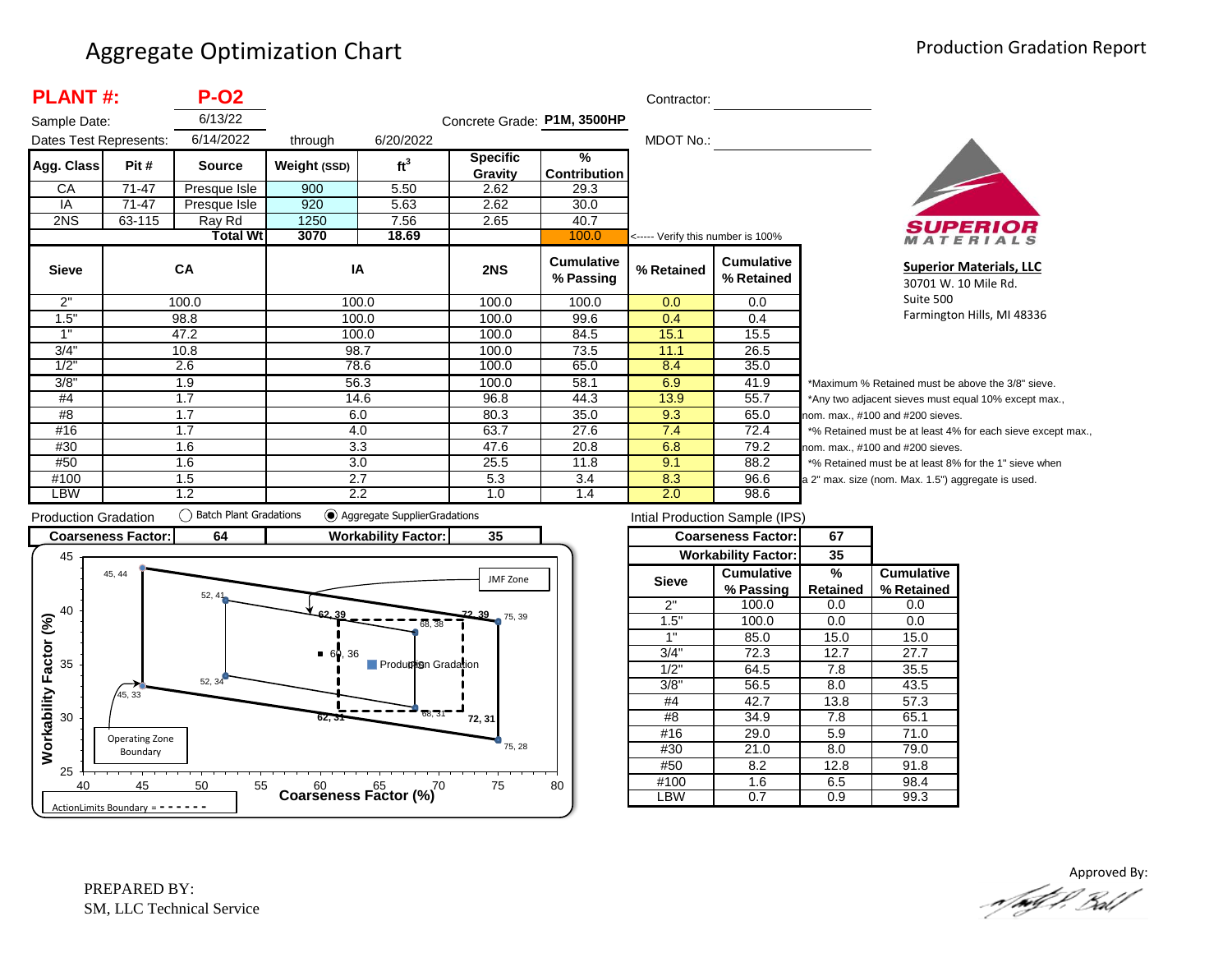# Aggregate Optimization Chart

Production Gradation Report

**PLANT #:** **P-O2**

Sample Date: 6/13/22

Dates Test Represents: 6/14/2022 through 6/20/2022

Concrete Grade: **P1M, 3500HP**

Contractor: ______________

MDOT No.: ______________

| Agg. Class | Pit # | Source | Weight (SSD) | $ft^3$ | Specific Gravity | % Contribution |
|---|---|---|---|---|---|---|
| CA | 71-47 | Presque Isle | 900 | 5.50 | 2.62 | 29.3 |
| IA | 71-47 | Presque Isle | 920 | 5.63 | 2.62 | 30.0 |
| 2NS | 63-115 | Ray Rd | 1250 | 7.56 | 2.65 | 40.7 |
| | | Total Wt | 3070 | 18.69 | | 100.0 |

<----- Verify this number is 100%

| Sieve | CA | IA | 2NS | Cumulative % Passing | % Retained | Cumulative % Retained |
|---|---|---|---|---|---|---|
| 2" | 100.0 | 100.0 | 100.0 | 100.0 | 0.0 | 0.0 |
| 1.5" | 98.8 | 100.0 | 100.0 | 99.6 | 0.4 | 0.4 |
| 1" | 47.2 | 100.0 | 100.0 | 84.5 | 15.1 | 15.5 |
| 3/4" | 10.8 | 98.7 | 100.0 | 73.5 | 11.1 | 26.5 |
| 1/2" | 2.6 | 78.6 | 100.0 | 65.0 | 8.4 | 35.0 |
| 3/8" | 1.9 | 56.3 | 100.0 | 58.1 | 6.9 | 41.9 |
| #4 | 1.7 | 14.6 | 96.8 | 44.3 | 13.9 | 55.7 |
| #8 | 1.7 | 6.0 | 80.3 | 35.0 | 9.3 | 65.0 |
| #16 | 1.7 | 4.0 | 63.7 | 27.6 | 7.4 | 72.4 |
| #30 | 1.6 | 3.3 | 47.6 | 20.8 | 6.8 | 79.2 |
| #50 | 1.6 | 3.0 | 25.5 | 11.8 | 9.1 | 88.2 |
| #100 | 1.5 | 2.7 | 5.3 | 3.4 | 8.3 | 96.6 |
| LBW | 1.2 | 2.2 | 1.0 | 1.4 | 2.0 | 98.6 |

*Maximum % Retained must be above the 3/8" sieve.
*Any two adjacent sieves must equal 10% except max., nom. max., #100 and #200 sieves.
*% Retained must be at least 4% for each sieve except max., nom. max., #100 and #200 sieves.
*% Retained must be at least 8% for the 1" sieve when a 2" max. size (nom. Max. 1.5") aggregate is used.

**Superior Materials, LLC**
30701 W. 10 Mile Rd.
Suite 500
Farmington Hills, MI 48336

Production Gradation ◯ Batch Plant Gradations ◉ Aggregate SupplierGradations

| Coarseness Factor: | 64 | Workability Factor: | 35 |
|---|---|---|---|

Workability Factor (%)
Coarseness Factor (%)
45, 44
52, 41
62, 39
72, 39
75, 39
68, 38
60, 36
52, 34
45, 33
68, 31
62, 31
72, 31
75, 28
JMF Zone
Production Gradation
Operating Zone Boundary
ActionLimits Boundary = - - - - - -
45, 40, 35, 30, 25
40, 45, 50, 55, 60, 65, 70, 75, 80

Intial Production Sample (IPS)

| Coarseness Factor: | 67 |
|---|---|
| Workability Factor: | 35 |

| Sieve | Cumulative % Passing | % Retained | Cumulative % Retained |
|---|---|---|---|
| 2" | 100.0 | 0.0 | 0.0 |
| 1.5" | 100.0 | 0.0 | 0.0 |
| 1" | 85.0 | 15.0 | 15.0 |
| 3/4" | 72.3 | 12.7 | 27.7 |
| 1/2" | 64.5 | 7.8 | 35.5 |
| 3/8" | 56.5 | 8.0 | 43.5 |
| #4 | 42.7 | 13.8 | 57.3 |
| #8 | 34.9 | 7.8 | 65.1 |
| #16 | 29.0 | 5.9 | 71.0 |
| #30 | 21.0 | 8.0 | 79.0 |
| #50 | 8.2 | 12.8 | 91.8 |
| #100 | 1.6 | 6.5 | 98.4 |
| LBW | 0.7 | 0.9 | 99.3 |

PREPARED BY:
SM, LLC Technical Service

Approved By: